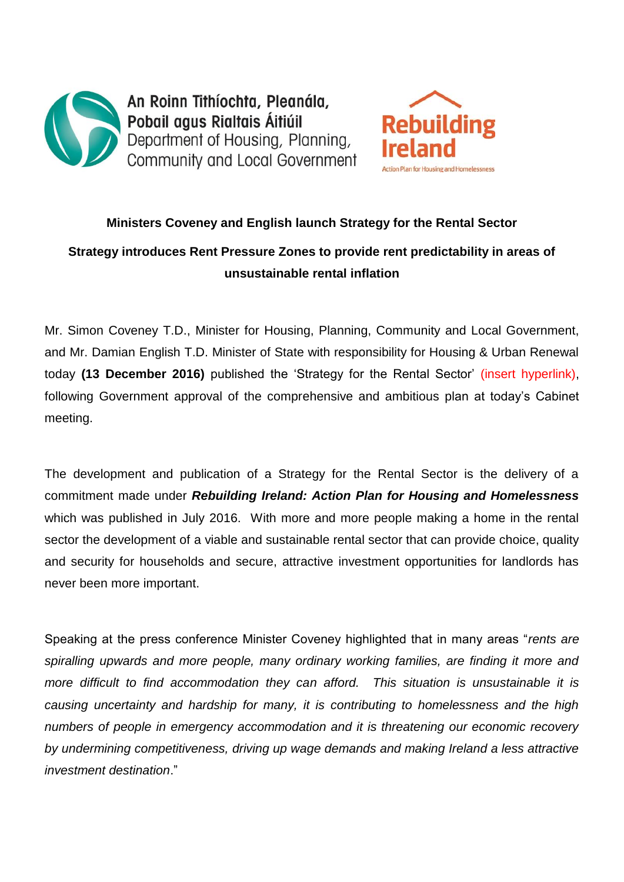An Roinn Tithíochta, Pleanála, Pobail agus Rialtais Áitiúil
Department of Housing, Planning, Community and Local Government

Rebuilding Ireland
Action Plan for Housing and Homelessness

**Ministers Coveney and English launch Strategy for the Rental Sector**

**Strategy introduces Rent Pressure Zones to provide rent predictability in areas of unsustainable rental inflation**

Mr. Simon Coveney T.D., Minister for Housing, Planning, Community and Local Government, and Mr. Damian English T.D. Minister of State with responsibility for Housing & Urban Renewal today **(13 December 2016)** published the 'Strategy for the Rental Sector' (insert hyperlink), following Government approval of the comprehensive and ambitious plan at today's Cabinet meeting.

The development and publication of a Strategy for the Rental Sector is the delivery of a commitment made under ***Rebuilding Ireland: Action Plan for Housing and Homelessness*** which was published in July 2016. With more and more people making a home in the rental sector the development of a viable and sustainable rental sector that can provide choice, quality and security for households and secure, attractive investment opportunities for landlords has never been more important.

Speaking at the press conference Minister Coveney highlighted that in many areas "*rents are spiralling upwards and more people, many ordinary working families, are finding it more and more difficult to find accommodation they can afford. This situation is unsustainable it is causing uncertainty and hardship for many, it is contributing to homelessness and the high numbers of people in emergency accommodation and it is threatening our economic recovery by undermining competitiveness, driving up wage demands and making Ireland a less attractive investment destination*."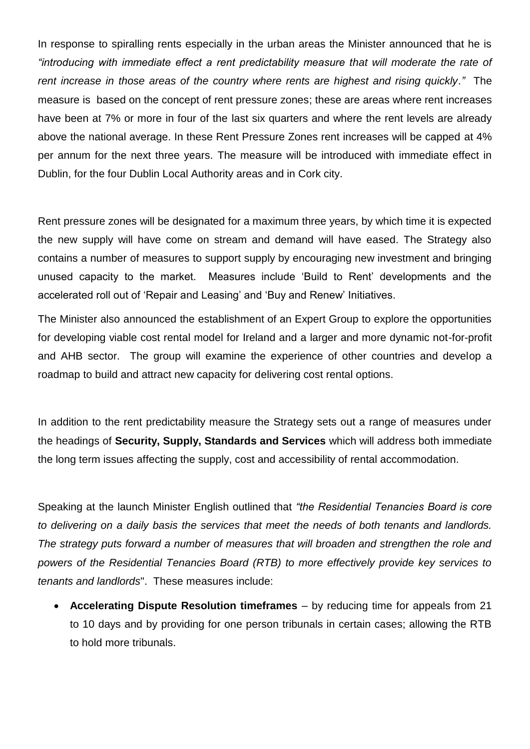In response to spiralling rents especially in the urban areas the Minister announced that he is *"introducing with immediate effect a rent predictability measure that will moderate the rate of rent increase in those areas of the country where rents are highest and rising quickly."* The measure is based on the concept of rent pressure zones; these are areas where rent increases have been at 7% or more in four of the last six quarters and where the rent levels are already above the national average. In these Rent Pressure Zones rent increases will be capped at 4% per annum for the next three years. The measure will be introduced with immediate effect in Dublin, for the four Dublin Local Authority areas and in Cork city.

Rent pressure zones will be designated for a maximum three years, by which time it is expected the new supply will have come on stream and demand will have eased. The Strategy also contains a number of measures to support supply by encouraging new investment and bringing unused capacity to the market. Measures include 'Build to Rent' developments and the accelerated roll out of 'Repair and Leasing' and 'Buy and Renew' Initiatives.

The Minister also announced the establishment of an Expert Group to explore the opportunities for developing viable cost rental model for Ireland and a larger and more dynamic not-for-profit and AHB sector. The group will examine the experience of other countries and develop a roadmap to build and attract new capacity for delivering cost rental options.

In addition to the rent predictability measure the Strategy sets out a range of measures under the headings of **Security, Supply, Standards and Services** which will address both immediate the long term issues affecting the supply, cost and accessibility of rental accommodation.

Speaking at the launch Minister English outlined that *"the Residential Tenancies Board is core to delivering on a daily basis the services that meet the needs of both tenants and landlords. The strategy puts forward a number of measures that will broaden and strengthen the role and powers of the Residential Tenancies Board (RTB) to more effectively provide key services to tenants and landlords*". These measures include:

- **Accelerating Dispute Resolution timeframes** – by reducing time for appeals from 21 to 10 days and by providing for one person tribunals in certain cases; allowing the RTB to hold more tribunals.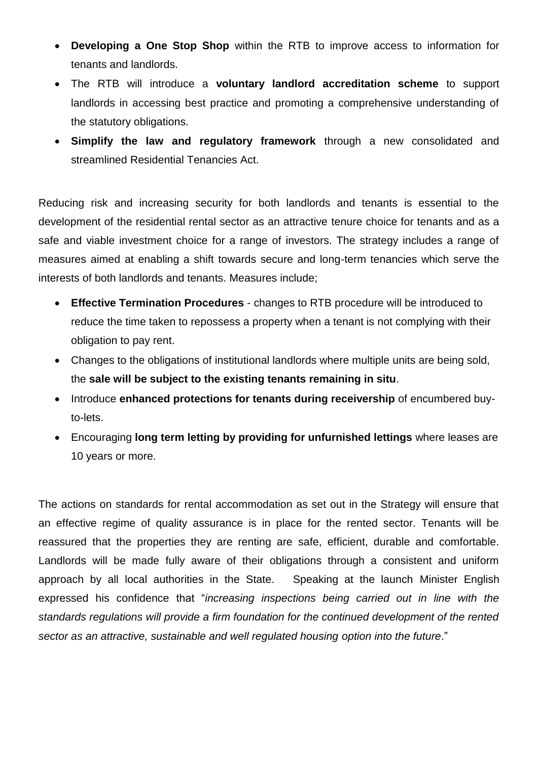- **Developing a One Stop Shop** within the RTB to improve access to information for tenants and landlords.
- The RTB will introduce a **voluntary landlord accreditation scheme** to support landlords in accessing best practice and promoting a comprehensive understanding of the statutory obligations.
- **Simplify the law and regulatory framework** through a new consolidated and streamlined Residential Tenancies Act.

Reducing risk and increasing security for both landlords and tenants is essential to the development of the residential rental sector as an attractive tenure choice for tenants and as a safe and viable investment choice for a range of investors. The strategy includes a range of measures aimed at enabling a shift towards secure and long-term tenancies which serve the interests of both landlords and tenants. Measures include;

- **Effective Termination Procedures** - changes to RTB procedure will be introduced to reduce the time taken to repossess a property when a tenant is not complying with their obligation to pay rent.
- Changes to the obligations of institutional landlords where multiple units are being sold, the **sale will be subject to the existing tenants remaining in situ**.
- Introduce **enhanced protections for tenants during receivership** of encumbered buy-to-lets.
- Encouraging **long term letting by providing for unfurnished lettings** where leases are 10 years or more.

The actions on standards for rental accommodation as set out in the Strategy will ensure that an effective regime of quality assurance is in place for the rented sector. Tenants will be reassured that the properties they are renting are safe, efficient, durable and comfortable. Landlords will be made fully aware of their obligations through a consistent and uniform approach by all local authorities in the State. Speaking at the launch Minister English expressed his confidence that "*increasing inspections being carried out in line with the standards regulations will provide a firm foundation for the continued development of the rented sector as an attractive, sustainable and well regulated housing option into the future*."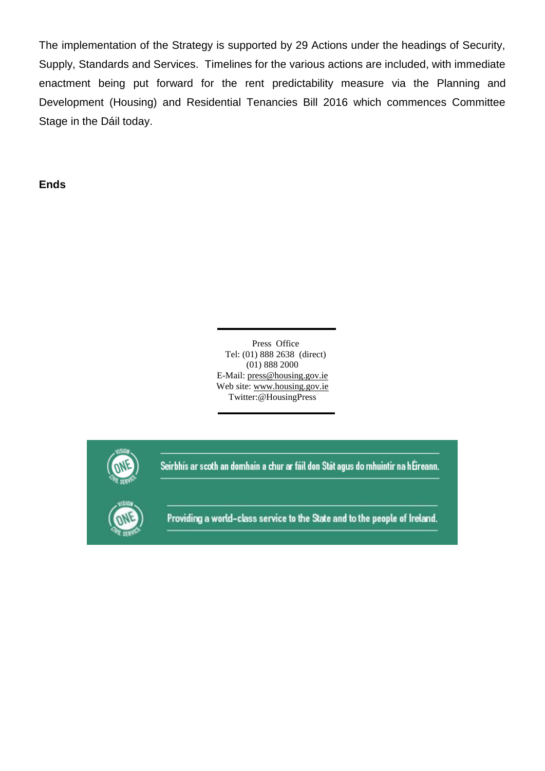The implementation of the Strategy is supported by 29 Actions under the headings of Security, Supply, Standards and Services. Timelines for the various actions are included, with immediate enactment being put forward for the rent predictability measure via the Planning and Development (Housing) and Residential Tenancies Bill 2016 which commences Committee Stage in the Dáil today.

**Ends**

Press Office
Tel: (01) 888 2638 (direct)
(01) 888 2000
E-Mail: press@housing.gov.ie
Web site: www.housing.gov.ie
Twitter:@HousingPress

Seirbhís ar scoth an domhain a chur ar fáil don Stát agus do mhuintir na hÉireann.

Providing a world-class service to the State and to the people of Ireland.